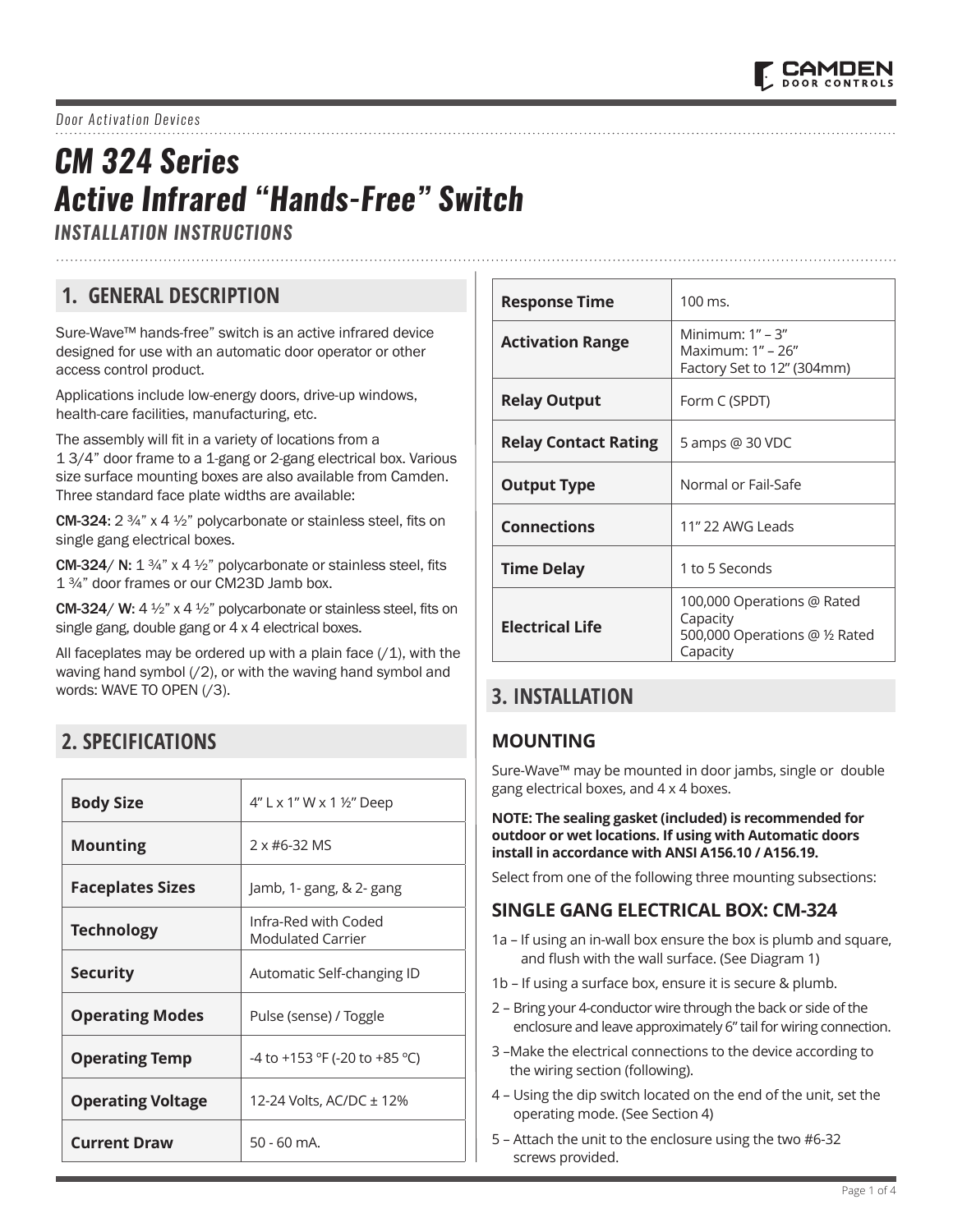*Door Activation Devices*

# CM 324 Series
# Active Infrared "Hands-Free" Switch
### INSTALLATION INSTRUCTIONS

## 1. GENERAL DESCRIPTION

Sure-Wave™ hands-free" switch is an active infrared device designed for use with an automatic door operator or other access control product.

Applications include low-energy doors, drive-up windows, health-care facilities, manufacturing, etc.

The assembly will fit in a variety of locations from a 1 3/4" door frame to a 1-gang or 2-gang electrical box. Various size surface mounting boxes are also available from Camden. Three standard face plate widths are available:

**CM-324**: 2 ¾" x 4 ½" polycarbonate or stainless steel, fits on single gang electrical boxes.

**CM-324/ N:** 1 ¾" x 4 ½" polycarbonate or stainless steel, fits 1 ¾" door frames or our CM23D Jamb box.

**CM-324/ W:** 4 ½" x 4 ½" polycarbonate or stainless steel, fits on single gang, double gang or 4 x 4 electrical boxes.

All faceplates may be ordered up with a plain face (/1), with the waving hand symbol (/2), or with the waving hand symbol and words: WAVE TO OPEN (/3).

## 2. SPECIFICATIONS

| | |
|---|---|
| **Body Size** | 4" L x 1" W x 1 ½" Deep |
| **Mounting** | 2 x #6-32 MS |
| **Faceplates Sizes** | Jamb, 1- gang, & 2- gang |
| **Technology** | Infra-Red with Coded Modulated Carrier |
| **Security** | Automatic Self-changing ID |
| **Operating Modes** | Pulse (sense) / Toggle |
| **Operating Temp** | -4 to +153 °F (-20 to +85 °C) |
| **Operating Voltage** | 12-24 Volts, AC/DC ± 12% |
| **Current Draw** | 50 - 60 mA. |
| **Response Time** | 100 ms. |
| **Activation Range** | Minimum: 1" – 3"<br>Maximum: 1" – 26"<br>Factory Set to 12" (304mm) |
| **Relay Output** | Form C (SPDT) |
| **Relay Contact Rating** | 5 amps @ 30 VDC |
| **Output Type** | Normal or Fail-Safe |
| **Connections** | 11" 22 AWG Leads |
| **Time Delay** | 1 to 5 Seconds |
| **Electrical Life** | 100,000 Operations @ Rated Capacity<br>500,000 Operations @ ½ Rated Capacity |

## 3. INSTALLATION

### MOUNTING

Sure-Wave™ may be mounted in door jambs, single or double gang electrical boxes, and 4 x 4 boxes.

**NOTE: The sealing gasket (included) is recommended for outdoor or wet locations. If using with Automatic doors install in accordance with ANSI A156.10 / A156.19.**

Select from one of the following three mounting subsections:

### SINGLE GANG ELECTRICAL BOX: CM-324

1a – If using an in-wall box ensure the box is plumb and square, and flush with the wall surface. (See Diagram 1)

1b – If using a surface box, ensure it is secure & plumb.

2 – Bring your 4-conductor wire through the back or side of the enclosure and leave approximately 6" tail for wiring connection.

3 –Make the electrical connections to the device according to the wiring section (following).

4 – Using the dip switch located on the end of the unit, set the operating mode. (See Section 4)

5 – Attach the unit to the enclosure using the two #6-32 screws provided.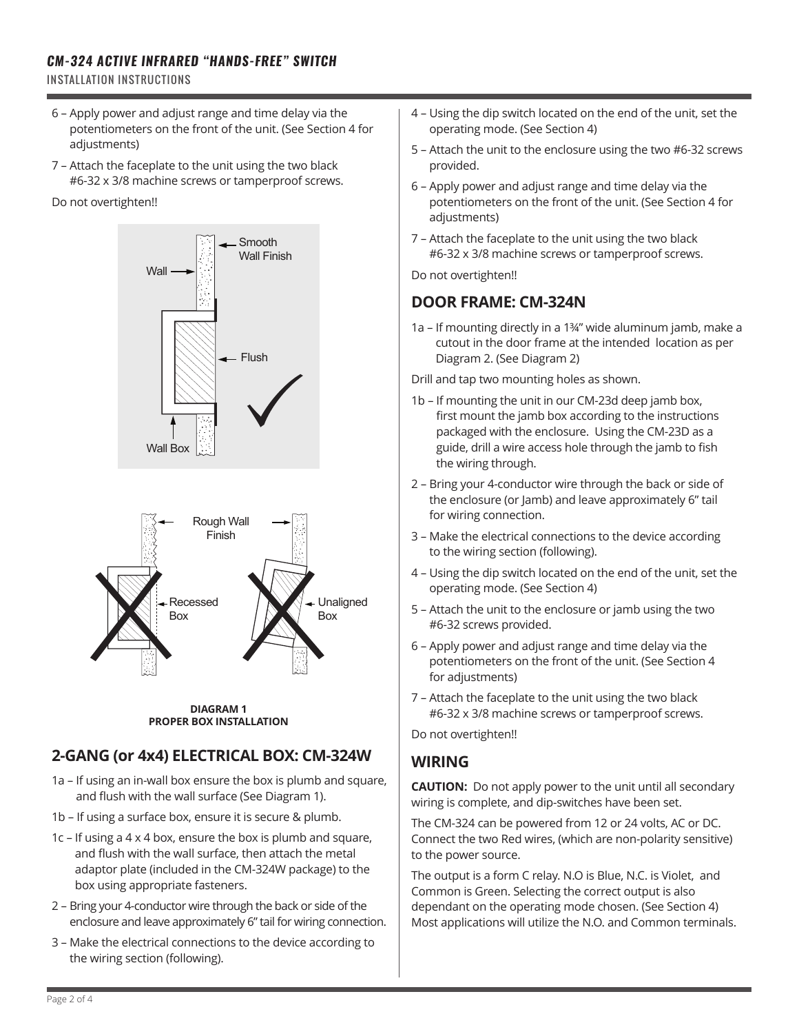6 – Apply power and adjust range and time delay via the potentiometers on the front of the unit. (See Section 4 for adjustments)

7 – Attach the faceplate to the unit using the two black #6-32 x 3/8 machine screws or tamperproof screws.

Do not overtighten!!

**DIAGRAM 1**
**PROPER BOX INSTALLATION**

## 2-GANG (or 4x4) ELECTRICAL BOX: CM-324W

1a – If using an in-wall box ensure the box is plumb and square, and flush with the wall surface (See Diagram 1).

1b – If using a surface box, ensure it is secure & plumb.

1c – If using a 4 x 4 box, ensure the box is plumb and square, and flush with the wall surface, then attach the metal adaptor plate (included in the CM-324W package) to the box using appropriate fasteners.

2 – Bring your 4-conductor wire through the back or side of the enclosure and leave approximately 6" tail for wiring connection.

3 – Make the electrical connections to the device according to the wiring section (following).

4 – Using the dip switch located on the end of the unit, set the operating mode. (See Section 4)

5 – Attach the unit to the enclosure using the two #6-32 screws provided.

6 – Apply power and adjust range and time delay via the potentiometers on the front of the unit. (See Section 4 for adjustments)

7 – Attach the faceplate to the unit using the two black #6-32 x 3/8 machine screws or tamperproof screws.

Do not overtighten!!

## DOOR FRAME: CM-324N

1a – If mounting directly in a 1¾" wide aluminum jamb, make a cutout in the door frame at the intended location as per Diagram 2. (See Diagram 2)

Drill and tap two mounting holes as shown.

1b – If mounting the unit in our CM-23d deep jamb box, first mount the jamb box according to the instructions packaged with the enclosure. Using the CM-23D as a guide, drill a wire access hole through the jamb to fish the wiring through.

2 – Bring your 4-conductor wire through the back or side of the enclosure (or Jamb) and leave approximately 6" tail for wiring connection.

3 – Make the electrical connections to the device according to the wiring section (following).

4 – Using the dip switch located on the end of the unit, set the operating mode. (See Section 4)

5 – Attach the unit to the enclosure or jamb using the two #6-32 screws provided.

6 – Apply power and adjust range and time delay via the potentiometers on the front of the unit. (See Section 4 for adjustments)

7 – Attach the faceplate to the unit using the two black #6-32 x 3/8 machine screws or tamperproof screws.

Do not overtighten!!

## WIRING

**CAUTION:** Do not apply power to the unit until all secondary wiring is complete, and dip-switches have been set.

The CM-324 can be powered from 12 or 24 volts, AC or DC. Connect the two Red wires, (which are non-polarity sensitive) to the power source.

The output is a form C relay. N.O is Blue, N.C. is Violet, and Common is Green. Selecting the correct output is also dependant on the operating mode chosen. (See Section 4) Most applications will utilize the N.O. and Common terminals.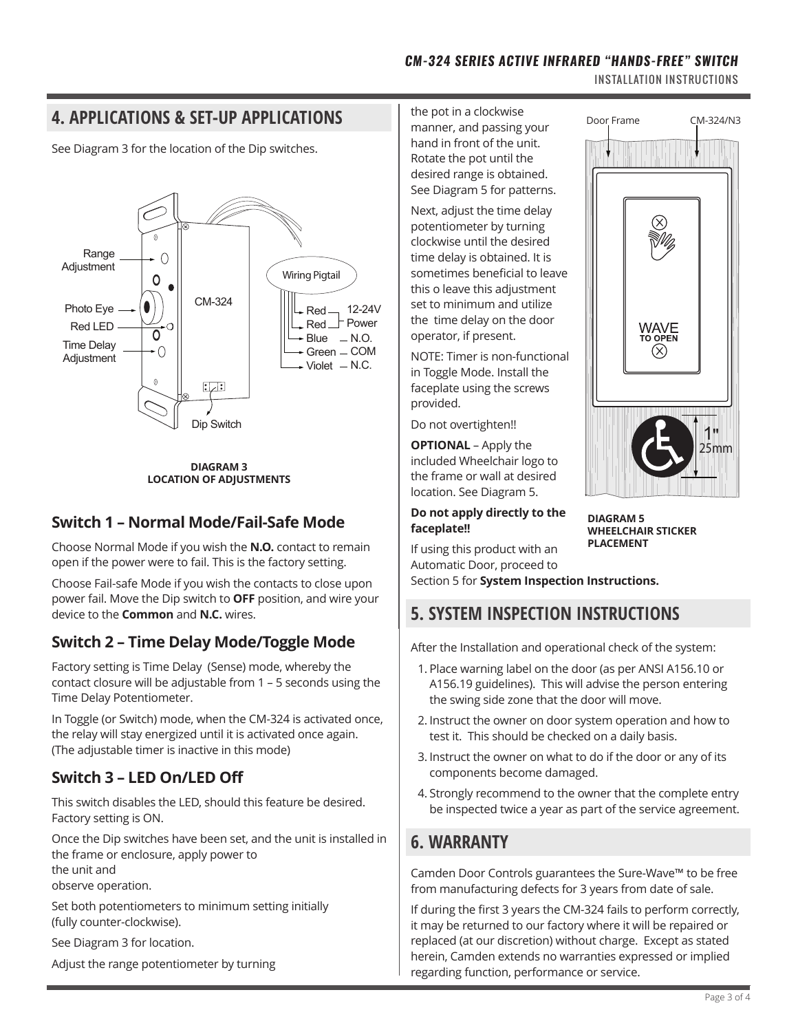## 4. APPLICATIONS & SET-UP APPLICATIONS

See Diagram 3 for the location of the Dip switches.

**DIAGRAM 3**
**LOCATION OF ADJUSTMENTS**

### Switch 1 – Normal Mode/Fail-Safe Mode

Choose Normal Mode if you wish the **N.O.** contact to remain open if the power were to fail. This is the factory setting.

Choose Fail-safe Mode if you wish the contacts to close upon power fail. Move the Dip switch to **OFF** position, and wire your device to the **Common** and **N.C.** wires.

### Switch 2 – Time Delay Mode/Toggle Mode

Factory setting is Time Delay (Sense) mode, whereby the contact closure will be adjustable from 1 – 5 seconds using the Time Delay Potentiometer.

In Toggle (or Switch) mode, when the CM-324 is activated once, the relay will stay energized until it is activated once again. (The adjustable timer is inactive in this mode)

### Switch 3 – LED On/LED Off

This switch disables the LED, should this feature be desired. Factory setting is ON.

Once the Dip switches have been set, and the unit is installed in the frame or enclosure, apply power to
the unit and
observe operation.

Set both potentiometers to minimum setting initially (fully counter-clockwise).

See Diagram 3 for location.

Adjust the range potentiometer by turning the pot in a clockwise manner, and passing your hand in front of the unit. Rotate the pot until the desired range is obtained. See Diagram 5 for patterns.

Next, adjust the time delay potentiometer by turning clockwise until the desired time delay is obtained. It is sometimes beneficial to leave this o leave this adjustment set to minimum and utilize the time delay on the door operator, if present.

NOTE: Timer is non-functional in Toggle Mode. Install the faceplate using the screws provided.

Do not overtighten!!

**OPTIONAL** – Apply the included Wheelchair logo to the frame or wall at desired location. See Diagram 5.

**Do not apply directly to the faceplate!!**

**DIAGRAM 5**
**WHEELCHAIR STICKER PLACEMENT**

If using this product with an Automatic Door, proceed to Section 5 for **System Inspection Instructions.**

## 5. SYSTEM INSPECTION INSTRUCTIONS

After the Installation and operational check of the system:

1. Place warning label on the door (as per ANSI A156.10 or A156.19 guidelines). This will advise the person entering the swing side zone that the door will move.
2. Instruct the owner on door system operation and how to test it. This should be checked on a daily basis.
3. Instruct the owner on what to do if the door or any of its components become damaged.
4. Strongly recommend to the owner that the complete entry be inspected twice a year as part of the service agreement.

## 6. WARRANTY

Camden Door Controls guarantees the Sure-Wave™ to be free from manufacturing defects for 3 years from date of sale.

If during the first 3 years the CM-324 fails to perform correctly, it may be returned to our factory where it will be repaired or replaced (at our discretion) without charge. Except as stated herein, Camden extends no warranties expressed or implied regarding function, performance or service.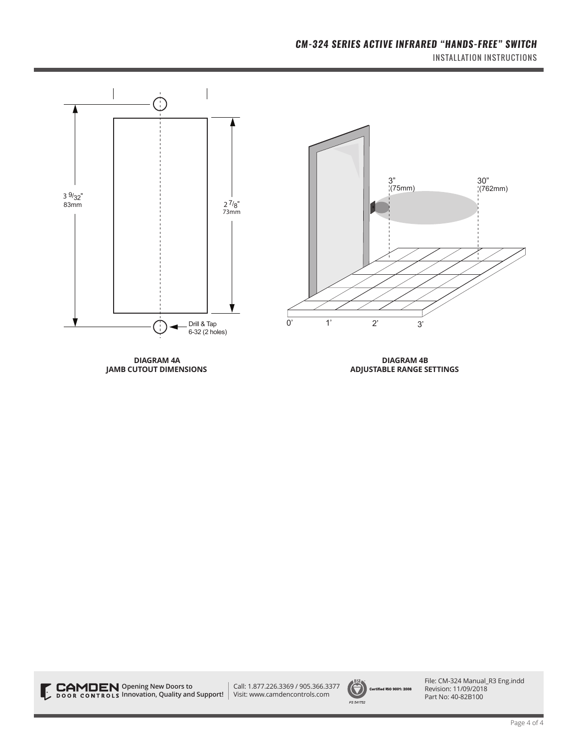3 9/32"
83mm

2 7/8"
73mm

Drill & Tap
6-32 (2 holes)

**DIAGRAM 4A**
**JAMB CUTOUT DIMENSIONS**

3"
(75mm)

30"
(762mm)

0'
1'
2'
3'

**DIAGRAM 4B**
**ADJUSTABLE RANGE SETTINGS**